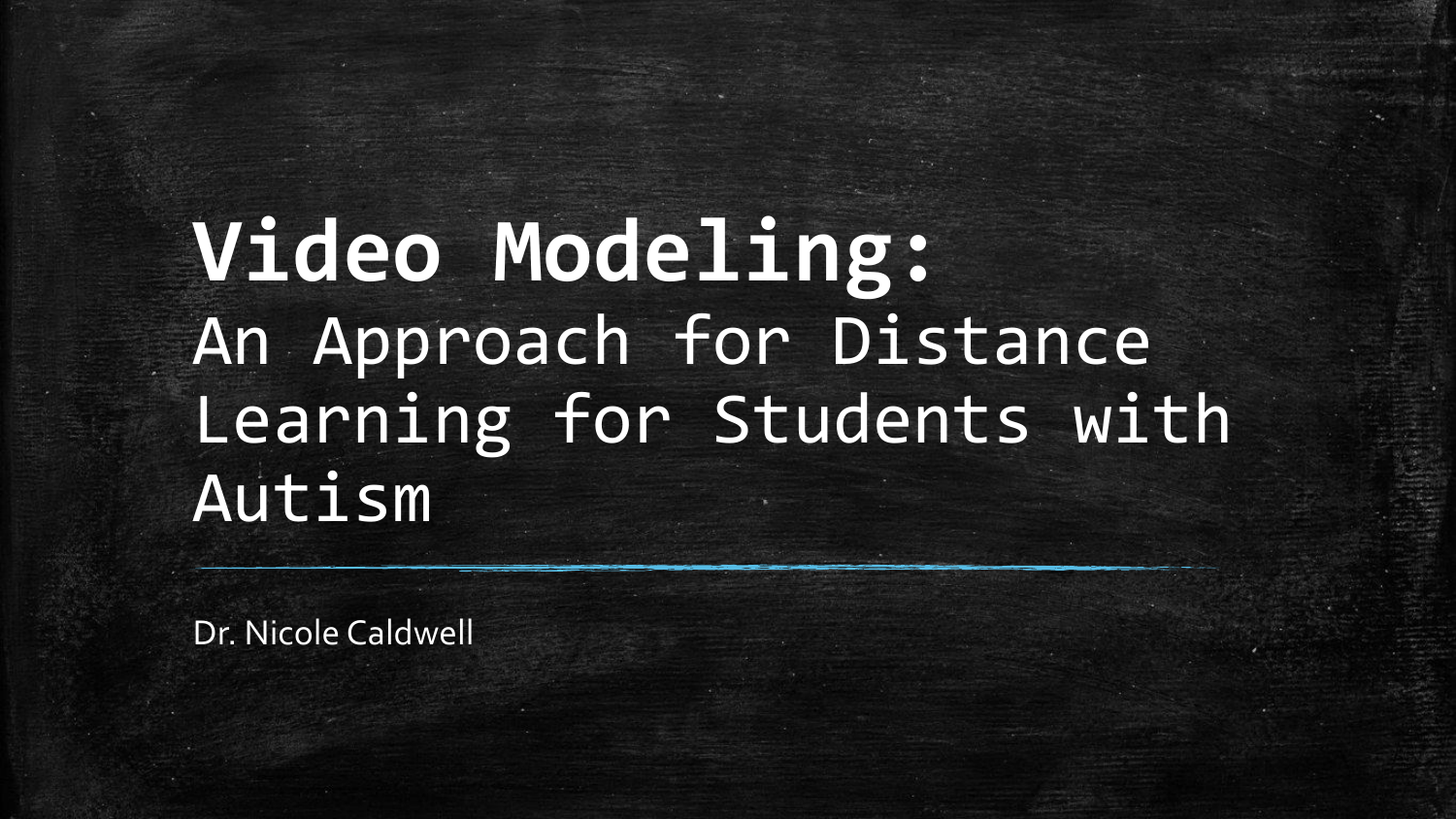# **Video Modeling:** An Approach for Distance Learning for Students with Autism

Dr. Nicole Caldwell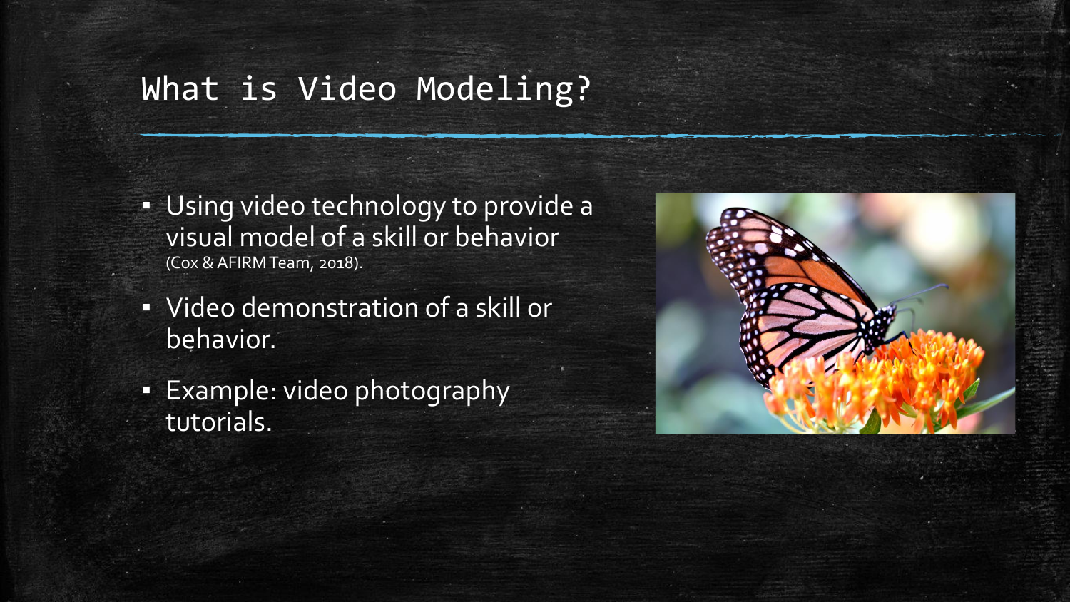# What is Video Modeling?

- Using video technology to provide a visual model of a skill or behavior (Cox & AFIRM Team, 2018).
- Video demonstration of a skill or behavior.
- Example: video photography tutorials.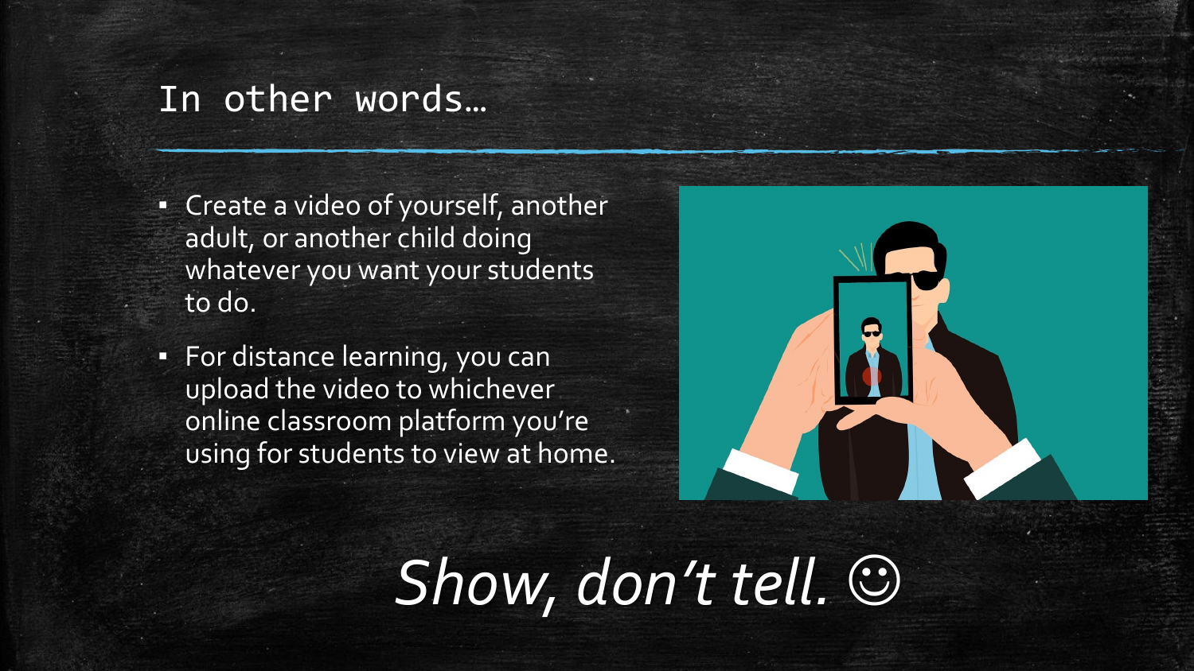# In other words…

- Create a video of yourself, another adult, or another child doing whatever you want your students to do.
- For distance learning, you can upload the video to whichever online classroom platform you're using for students to view at home.

*Show, don't tell.* ☺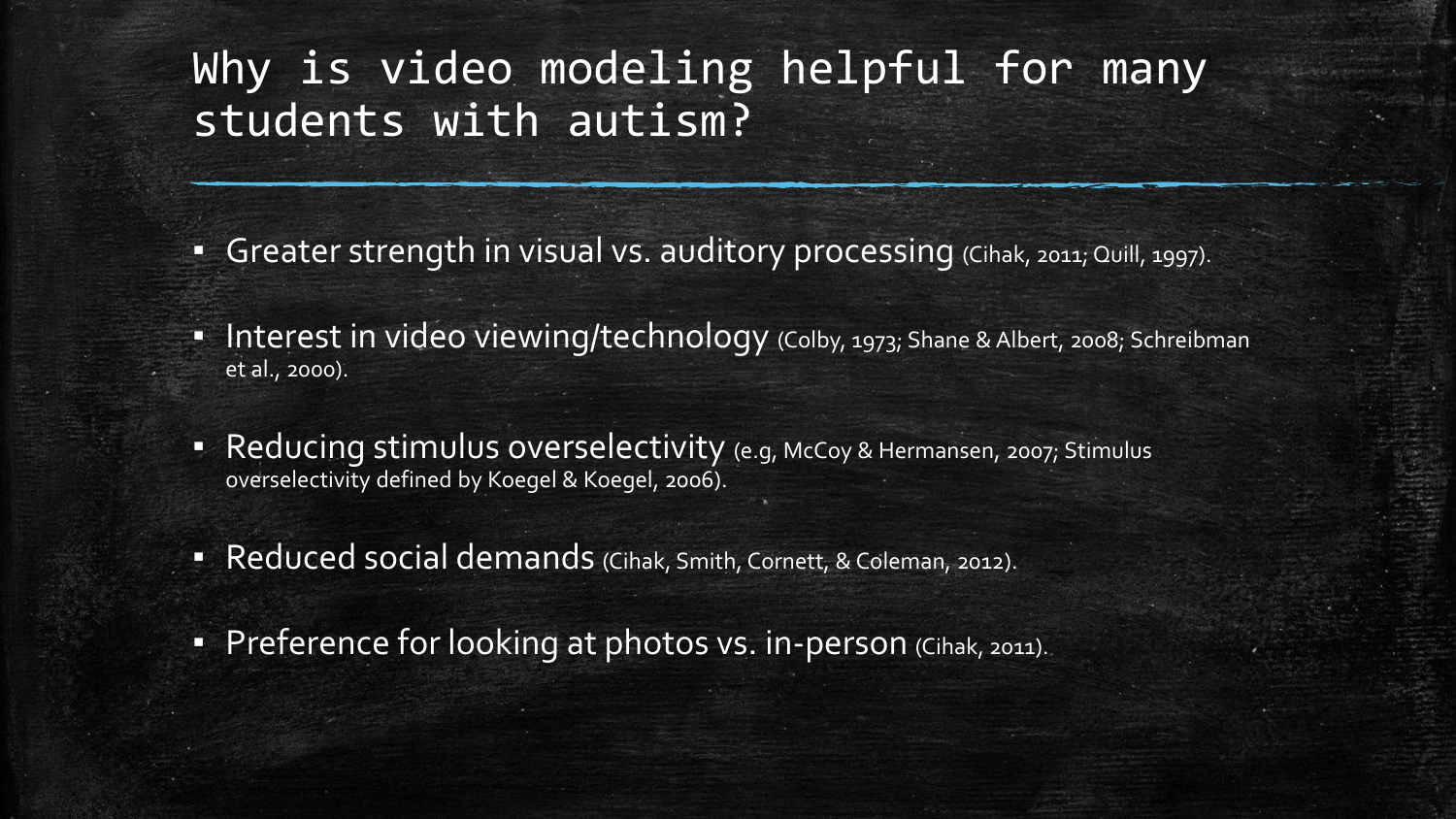# Why is video modeling helpful for many students with autism?

- Greater strength in visual vs. auditory processing (Cihak, 2011; Quill, 1997).
- Interest in video viewing/technology (Colby, 1973; Shane & Albert, 2008; Schreibman et al., 2000).
- Reducing stimulus overselectivity (e.g, McCoy & Hermansen, 2007; Stimulus overselectivity defined by Koegel & Koegel, 2006).
- Reduced social demands (Cihak, Smith, Cornett, & Coleman, 2012).
- Preference for looking at photos vs. in-person (Cihak, 2011).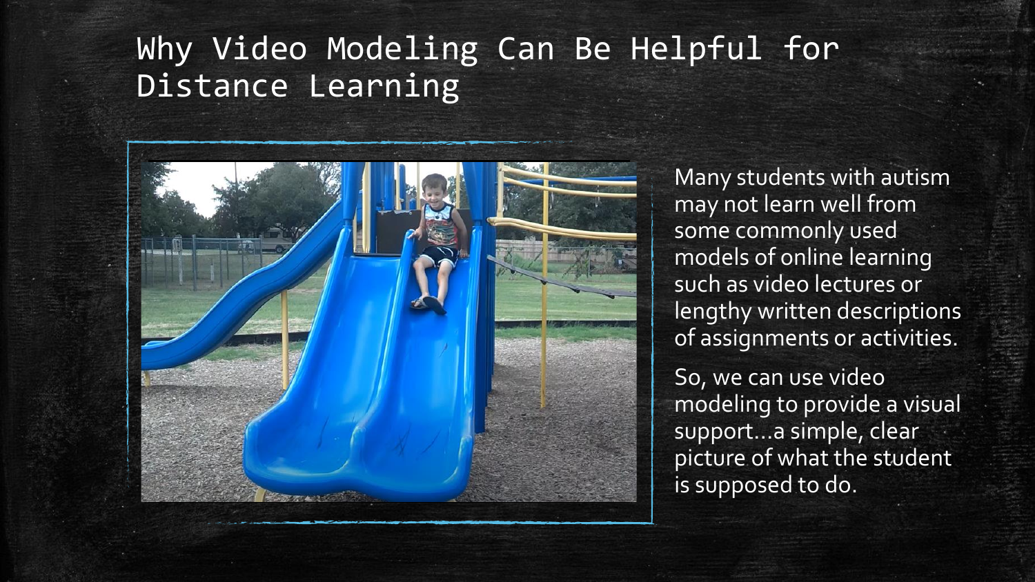# Why Video Modeling Can Be Helpful for Distance Learning

Many students with autism may not learn well from some commonly used models of online learning such as video lectures or lengthy written descriptions of assignments or activities.

So, we can use video modeling to provide a visual support…a simple, clear picture of what the student is supposed to do.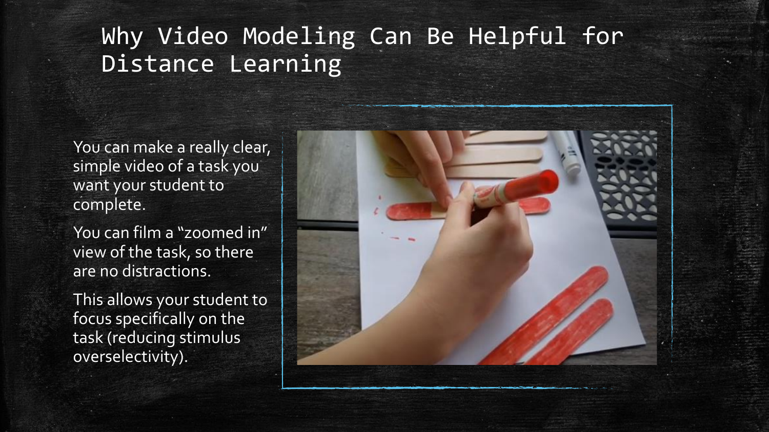# Why Video Modeling Can Be Helpful for Distance Learning

You can make a really clear, simple video of a task you want your student to complete.

You can film a "zoomed in" view of the task, so there are no distractions.

This allows your student to focus specifically on the task (reducing stimulus overselectivity).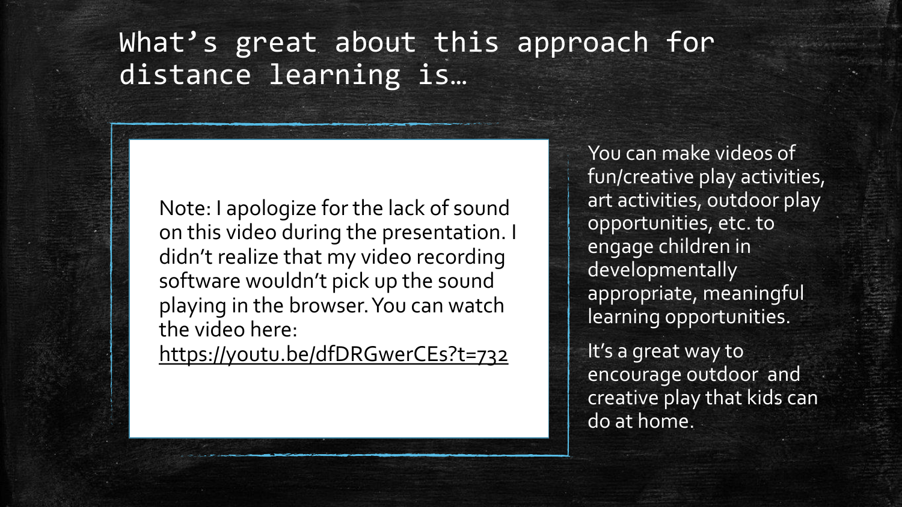# What's great about this approach for distance learning is…

Note: I apologize for the lack of sound on this video during the presentation. I didn't realize that my video recording software wouldn't pick up the sound playing in the browser. You can watch the video here: https://youtu.be/dfDRGwerCEs?t=732

You can make videos of fun/creative play activities, art activities, outdoor play opportunities, etc. to engage children in developmentally appropriate, meaningful learning opportunities.

It's a great way to encourage outdoor and creative play that kids can do at home.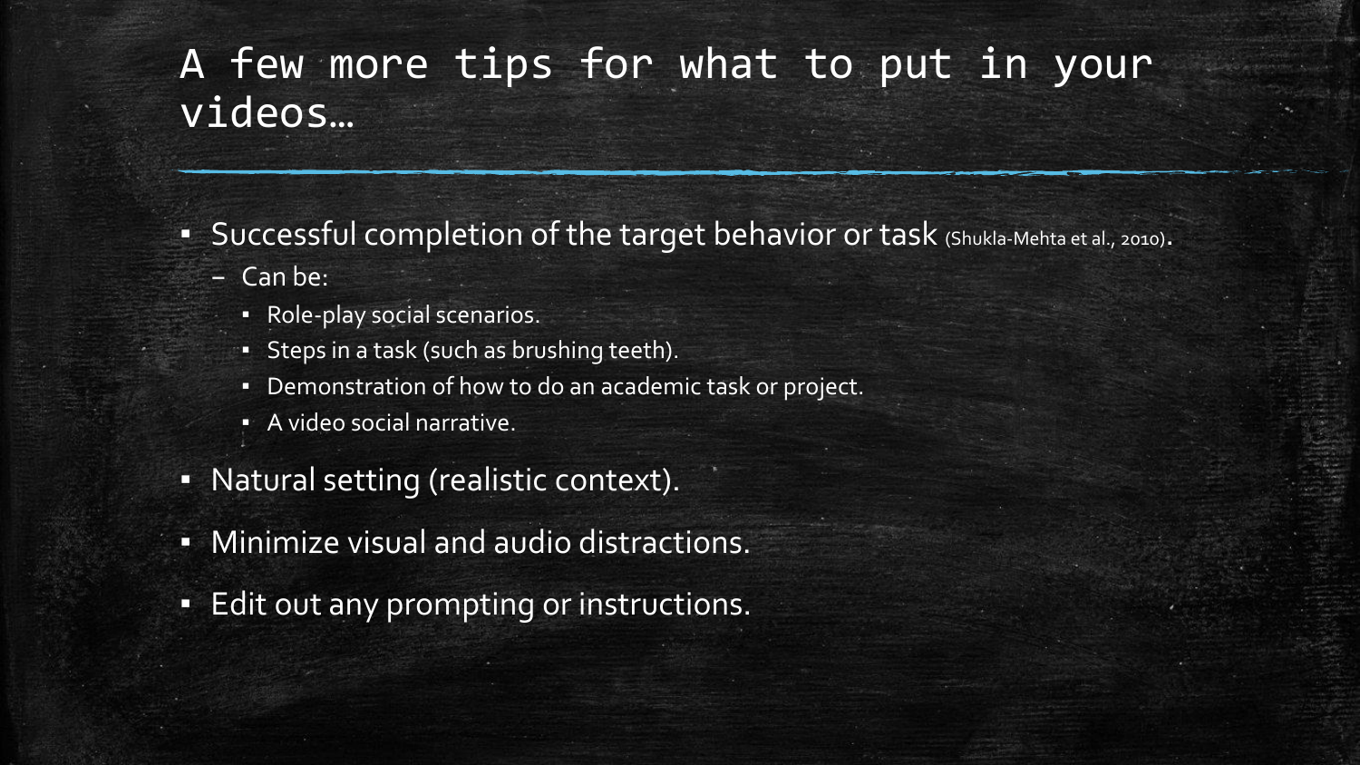# A few more tips for what to put in your videos…

- Successful completion of the target behavior or task (Shukla-Mehta et al., 2010).
  - Can be:
    - Role-play social scenarios.
    - Steps in a task (such as brushing teeth).
    - Demonstration of how to do an academic task or project.
    - A video social narrative.
- Natural setting (realistic context).
- Minimize visual and audio distractions.
- Edit out any prompting or instructions.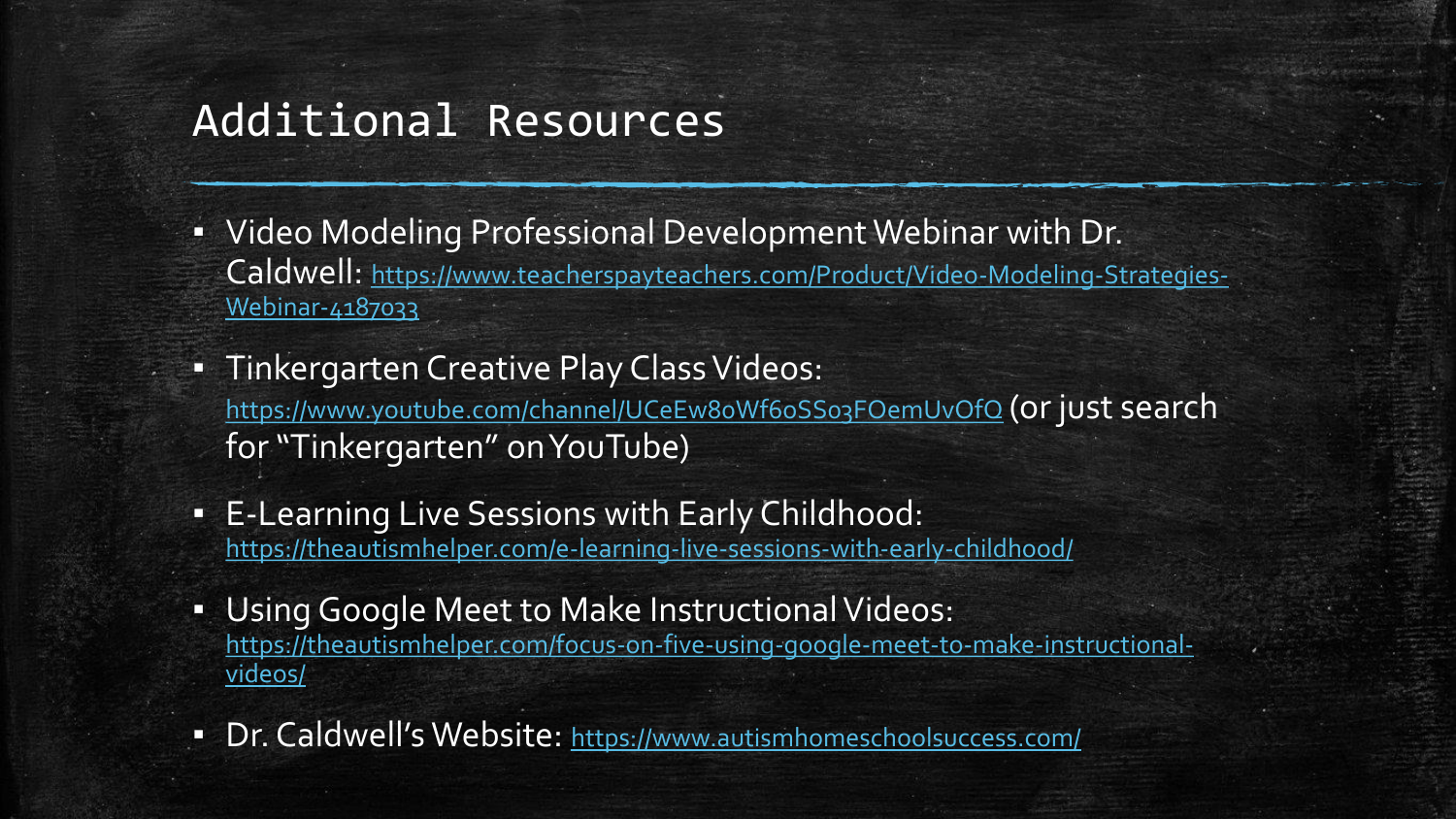# Additional Resources

- Video Modeling Professional Development Webinar with Dr. Caldwell: https://www.teacherspayteachers.com/Product/Video-Modeling-Strategies-Webinar-4187033
- Tinkergarten Creative Play Class Videos: https://www.youtube.com/channel/UCeEw80Wf60SS03FOemUvOfQ (or just search for "Tinkergarten" on YouTube)
- E-Learning Live Sessions with Early Childhood: https://theautismhelper.com/e-learning-live-sessions-with-early-childhood/
- Using Google Meet to Make Instructional Videos: https://theautismhelper.com/focus-on-five-using-google-meet-to-make-instructional-videos/
- Dr. Caldwell's Website: https://www.autismhomeschoolsuccess.com/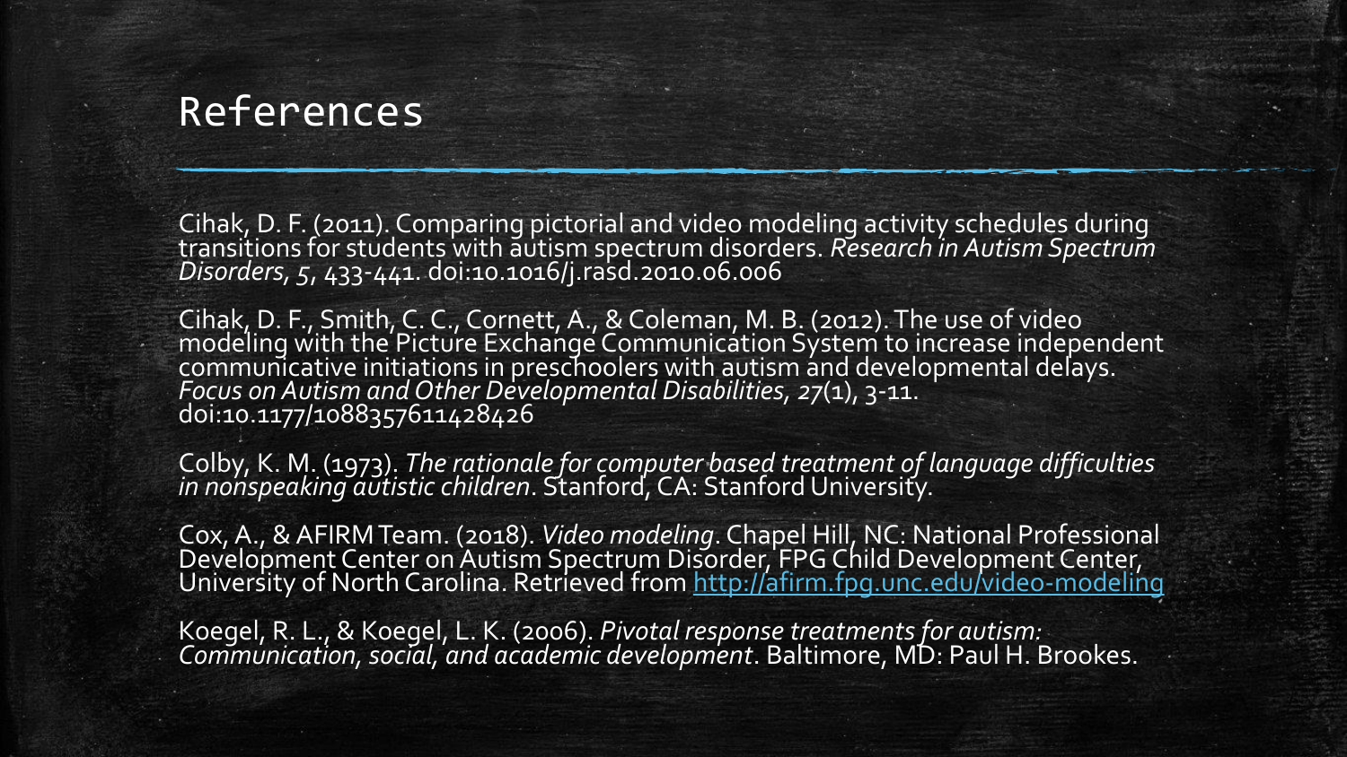# References

Cihak, D. F. (2011). Comparing pictorial and video modeling activity schedules during transitions for students with autism spectrum disorders. *Research in Autism Spectrum Disorders*, *5*, 433-441. doi:10.1016/j.rasd.2010.06.006

Cihak, D. F., Smith, C. C., Cornett, A., & Coleman, M. B. (2012). The use of video modeling with the Picture Exchange Communication System to increase independent communicative initiations in preschoolers with autism and developmental delays. *Focus on Autism and Other Developmental Disabilities, 27*(1), 3-11. doi:10.1177/1088357611428426

Colby, K. M. (1973). *The rationale for computer based treatment of language difficulties in nonspeaking autistic children*. Stanford, CA: Stanford University.

Cox, A., & AFIRM Team. (2018). *Video modeling*. Chapel Hill, NC: National Professional Development Center on Autism Spectrum Disorder, FPG Child Development Center, University of North Carolina. Retrieved from http://afirm.fpg.unc.edu/video-modeling

Koegel, R. L., & Koegel, L. K. (2006). *Pivotal response treatments for autism: Communication, social, and academic development*. Baltimore, MD: Paul H. Brookes.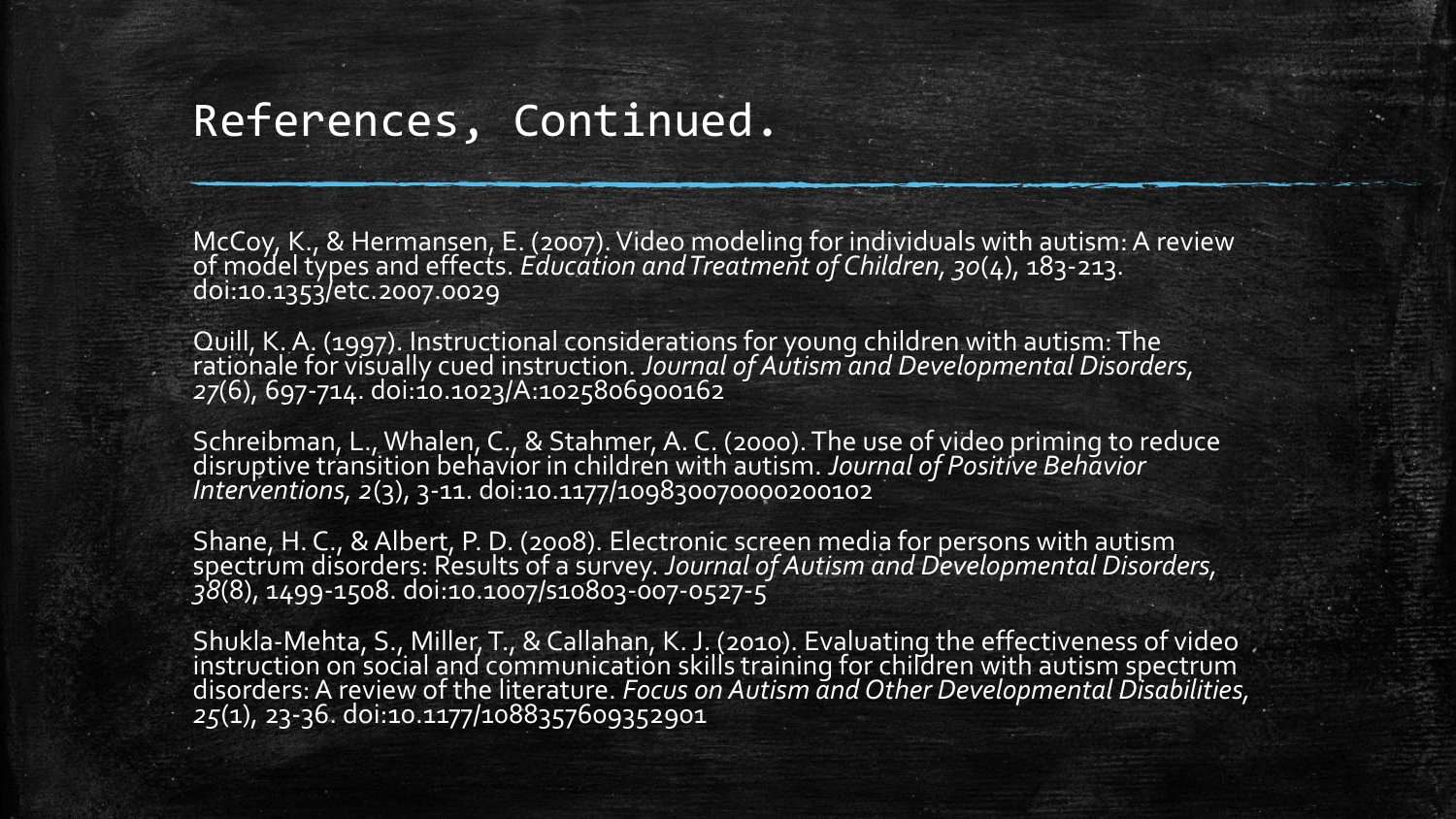# References, Continued.

McCoy, K., & Hermansen, E. (2007). Video modeling for individuals with autism: A review of model types and effects. *Education and Treatment of Children*, *30*(4), 183-213. doi:10.1353/etc.2007.0029

Quill, K. A. (1997). Instructional considerations for young children with autism: The rationale for visually cued instruction. *Journal of Autism and Developmental Disorders*, *27*(6), 697-714. doi:10.1023/A:1025806900162

Schreibman, L., Whalen, C., & Stahmer, A. C. (2000). The use of video priming to reduce disruptive transition behavior in children with autism. *Journal of Positive Behavior Interventions*, *2*(3), 3-11. doi:10.1177/109830070000200102

Shane, H. C., & Albert, P. D. (2008). Electronic screen media for persons with autism spectrum disorders: Results of a survey. *Journal of Autism and Developmental Disorders*, *38*(8), 1499-1508. doi:10.1007/s10803-007-0527-5

Shukla-Mehta, S., Miller, T., & Callahan, K. J. (2010). Evaluating the effectiveness of video instruction on social and communication skills training for children with autism spectrum disorders: A review of the literature. *Focus on Autism and Other Developmental Disabilities*, *25*(1), 23-36. doi:10.1177/1088357609352901